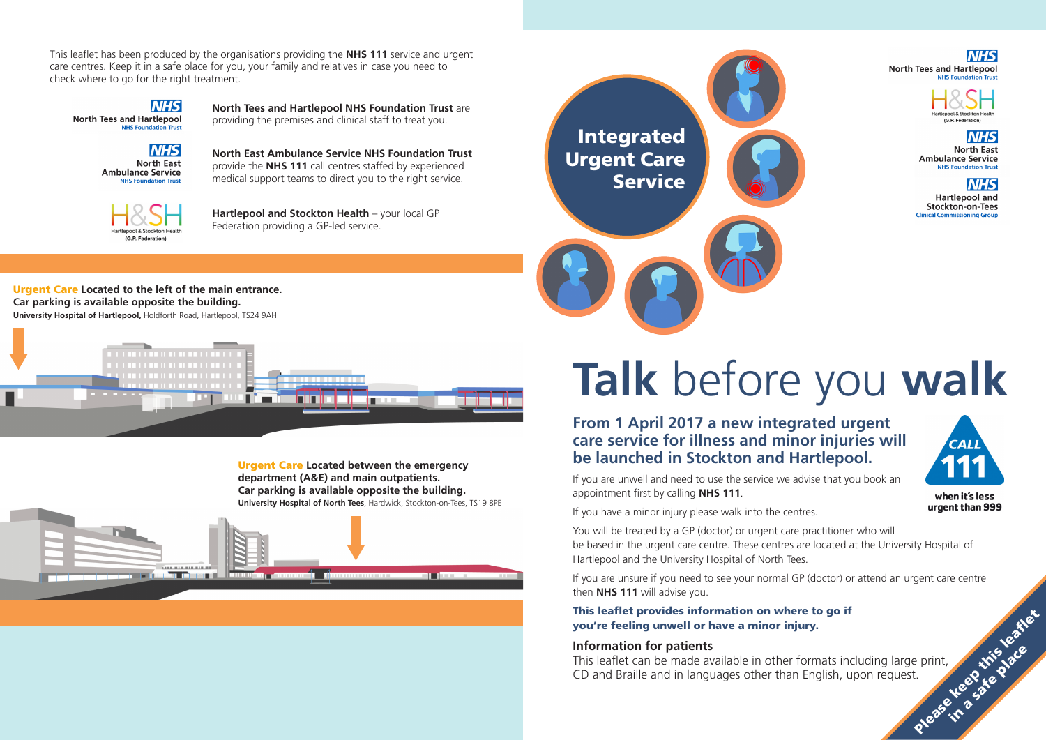This leaflet has been produced by the organisations providing the **NHS 111** service and urgent care centres. Keep it in a safe place for you, your family and relatives in case you need to check where to go for the right treatment.

NHS North Tees and Hartlepool NHS Foundation Trust

**North Tees and Hartlepool NHS Foundation Trust** are providing the premises and clinical staff to treat you.

NHS North East Ambulance Service NHS Foundation Trust

**North East Ambulance Service NHS Foundation Trust** provide the **NHS 111** call centres staffed by experienced medical support teams to direct you to the right service.

H&SH Hartlepool & Stockton Health (G.P. Federation)

**Hartlepool and Stockton Health** – your local GP Federation providing a GP-led service.

**Urgent Care Located to the left of the main entrance.**
**Car parking is available opposite the building.**
**University Hospital of Hartlepool,** Holdforth Road, Hartlepool, TS24 9AH

**Urgent Care Located between the emergency department (A&E) and main outpatients.**
**Car parking is available opposite the building.**
**University Hospital of North Tees**, Hardwick, Stockton-on-Tees, TS19 8PE

# Integrated Urgent Care Service

NHS North Tees and Hartlepool NHS Foundation Trust

H&SH Hartlepool & Stockton Health (G.P. Federation)

NHS North East Ambulance Service NHS Foundation Trust

NHS Hartlepool and Stockton-on-Tees Clinical Commissioning Group

# Talk before you walk

## From 1 April 2017 a new integrated urgent care service for illness and minor injuries will be launched in Stockton and Hartlepool.

CALL 111

**when it's less urgent than 999**

If you are unwell and need to use the service we advise that you book an appointment first by calling **NHS 111**.

If you have a minor injury please walk into the centres.

You will be treated by a GP (doctor) or urgent care practitioner who will be based in the urgent care centre. These centres are located at the University Hospital of Hartlepool and the University Hospital of North Tees.

If you are unsure if you need to see your normal GP (doctor) or attend an urgent care centre then **NHS 111** will advise you.

**This leaflet provides information on where to go if you're feeling unwell or have a minor injury.**

### Information for patients

This leaflet can be made available in other formats including large print, CD and Braille and in languages other than English, upon request.

Please keep this leaflet in a safe place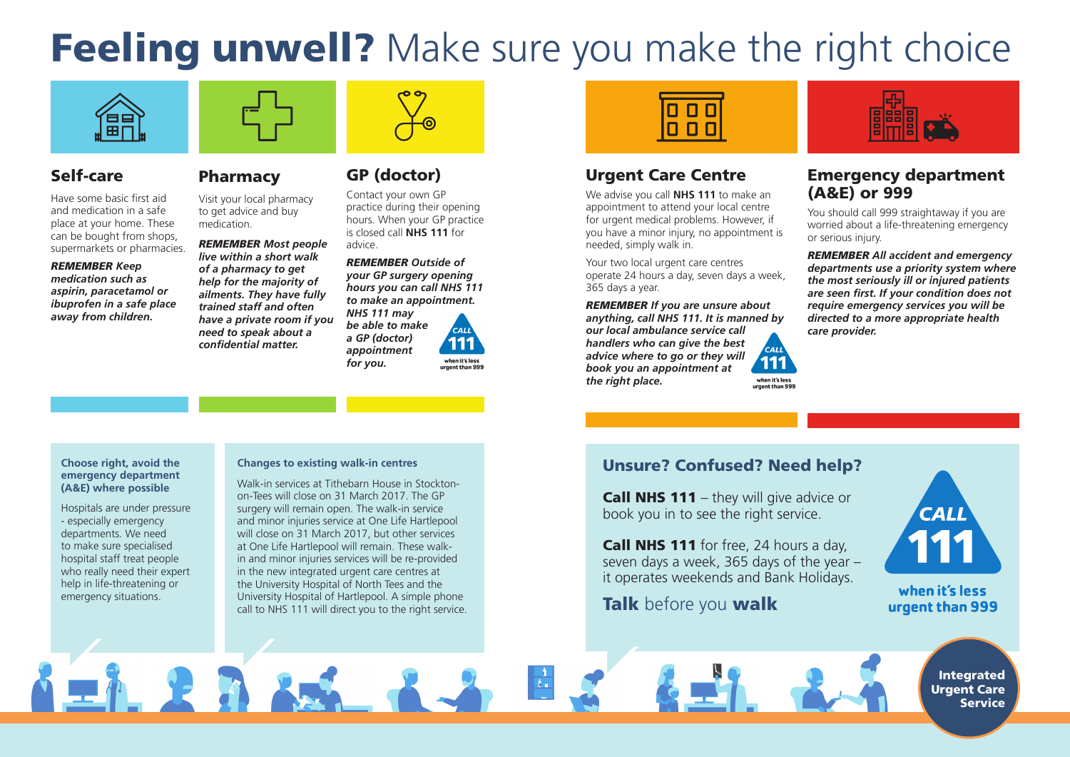# **Feeling unwell?** Make sure you make the right choice

## Self-care

Have some basic first aid and medication in a safe place at your home. These can be bought from shops, supermarkets or pharmacies.

***REMEMBER Keep medication such as aspirin, paracetamol or ibuprofen in a safe place away from children.***

## Pharmacy

Visit your local pharmacy to get advice and buy medication.

***REMEMBER** **Most people live within a short walk of a pharmacy to get help for the majority of ailments. They have fully trained staff and often have a private room if you need to speak about a confidential matter.***

## GP (doctor)

Contact your own GP practice during their opening hours. When your GP practice is closed call **NHS 111** for advice.

***REMEMBER Outside of your GP surgery opening hours you can call NHS 111 to make an appointment. NHS 111 may be able to make a GP (doctor) appointment for you.***

CALL 111 when it's less urgent than 999

## Urgent Care Centre

We advise you call **NHS 111** to make an appointment to attend your local centre for urgent medical problems. However, if you have a minor injury, no appointment is needed, simply walk in.

Your two local urgent care centres operate 24 hours a day, seven days a week, 365 days a year.

***REMEMBER If you are unsure about anything, call NHS 111. It is manned by our local ambulance service call handlers who can give the best advice where to go or they will book you an appointment at the right place.***

CALL 111 when it's less urgent than 999

## Emergency department (A&E) or 999

You should call 999 straightaway if you are worried about a life-threatening emergency or serious injury.

***REMEMBER All accident and emergency departments use a priority system where the most seriously ill or injured patients are seen first. If your condition does not require emergency services you will be directed to a more appropriate health care provider.***

### Choose right, avoid the emergency department (A&E) where possible

Hospitals are under pressure - especially emergency departments. We need to make sure specialised hospital staff treat people who really need their expert help in life-threatening or emergency situations.

### Changes to existing walk-in centres

Walk-in services at Tithebarn House in Stockton-on-Tees will close on 31 March 2017. The GP surgery will remain open. The walk-in service and minor injuries service at One Life Hartlepool will close on 31 March 2017, but other services at One Life Hartlepool will remain. These walk-in and minor injuries services will be re-provided in the new integrated urgent care centres at the University Hospital of North Tees and the University Hospital of Hartlepool. A simple phone call to NHS 111 will direct you to the right service.

## Unsure? Confused? Need help?

**Call NHS 111** – they will give advice or book you in to see the right service.

**Call NHS 111** for free, 24 hours a day, seven days a week, 365 days of the year – it operates weekends and Bank Holidays.

**Talk** before you **walk**

CALL 111

when it's less urgent than 999

Integrated Urgent Care Service